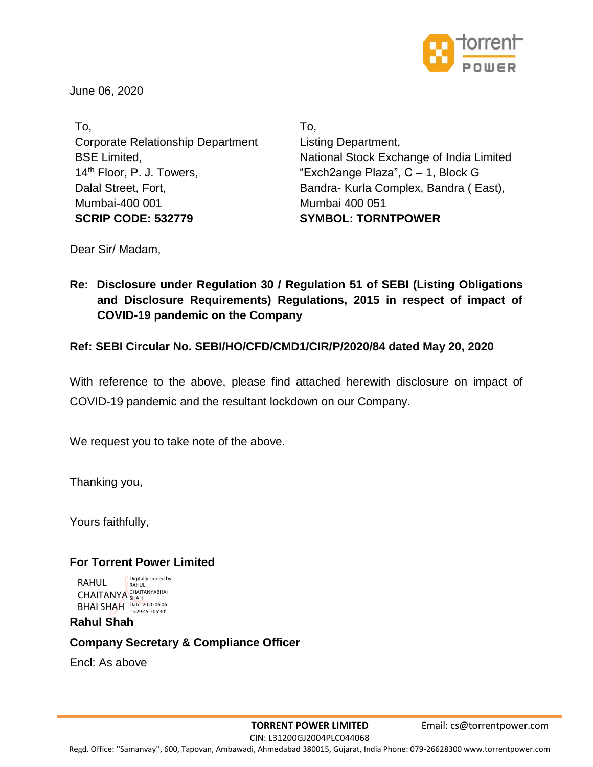June 06, 2020

To,
Corporate Relationship Department
BSE Limited,
14th Floor, P. J. Towers,
Dalal Street, Fort,
Mumbai-400 001
**SCRIP CODE: 532779**

To,
Listing Department,
National Stock Exchange of India Limited
"Exch2ange Plaza", C – 1, Block G
Bandra- Kurla Complex, Bandra ( East),
Mumbai 400 051
**SYMBOL: TORNTPOWER**

Dear Sir/ Madam,

**Re: Disclosure under Regulation 30 / Regulation 51 of SEBI (Listing Obligations and Disclosure Requirements) Regulations, 2015 in respect of impact of COVID-19 pandemic on the Company**

**Ref: SEBI Circular No. SEBI/HO/CFD/CMD1/CIR/P/2020/84 dated May 20, 2020**

With reference to the above, please find attached herewith disclosure on impact of COVID-19 pandemic and the resultant lockdown on our Company.

We request you to take note of the above.

Thanking you,

Yours faithfully,

**For Torrent Power Limited**

RAHUL CHAITANYA BHAI SHAH
Digitally signed by RAHUL CHAITANYABHAI SHAH
Date: 2020.06.06 15:29:45 +05'30'

**Rahul Shah**

**Company Secretary & Compliance Officer**

Encl: As above

**TORRENT POWER LIMITED** Email: cs@torrentpower.com
CIN: L31200GJ2004PLC044068
Regd. Office: ''Samanvay'', 600, Tapovan, Ambawadi, Ahmedabad 380015, Gujarat, India Phone: 079-26628300 www.torrentpower.com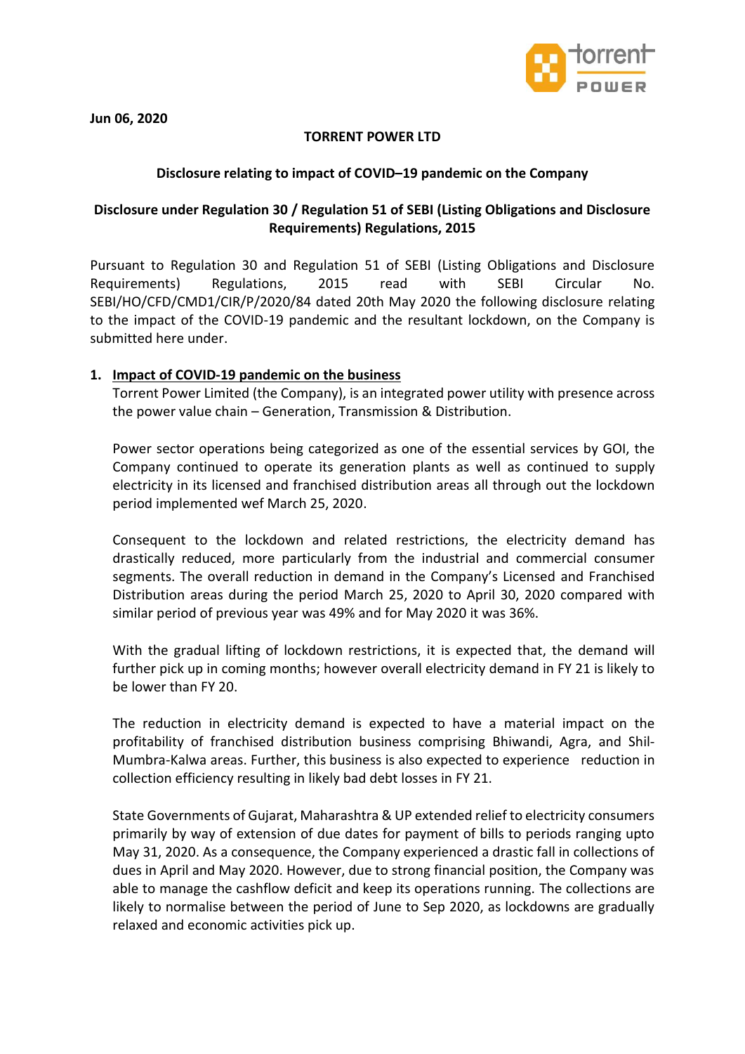**Jun 06, 2020**

**TORRENT POWER LTD**

**Disclosure relating to impact of COVID–19 pandemic on the Company**

**Disclosure under Regulation 30 / Regulation 51 of SEBI (Listing Obligations and Disclosure Requirements) Regulations, 2015**

Pursuant to Regulation 30 and Regulation 51 of SEBI (Listing Obligations and Disclosure Requirements) Regulations, 2015 read with SEBI Circular No. SEBI/HO/CFD/CMD1/CIR/P/2020/84 dated 20th May 2020 the following disclosure relating to the impact of the COVID-19 pandemic and the resultant lockdown, on the Company is submitted here under.

1. **Impact of COVID-19 pandemic on the business**

   Torrent Power Limited (the Company), is an integrated power utility with presence across the power value chain – Generation, Transmission & Distribution.

   Power sector operations being categorized as one of the essential services by GOI, the Company continued to operate its generation plants as well as continued to supply electricity in its licensed and franchised distribution areas all through out the lockdown period implemented wef March 25, 2020.

   Consequent to the lockdown and related restrictions, the electricity demand has drastically reduced, more particularly from the industrial and commercial consumer segments. The overall reduction in demand in the Company's Licensed and Franchised Distribution areas during the period March 25, 2020 to April 30, 2020 compared with similar period of previous year was 49% and for May 2020 it was 36%.

   With the gradual lifting of lockdown restrictions, it is expected that, the demand will further pick up in coming months; however overall electricity demand in FY 21 is likely to be lower than FY 20.

   The reduction in electricity demand is expected to have a material impact on the profitability of franchised distribution business comprising Bhiwandi, Agra, and Shil-Mumbra-Kalwa areas. Further, this business is also expected to experience reduction in collection efficiency resulting in likely bad debt losses in FY 21.

   State Governments of Gujarat, Maharashtra & UP extended relief to electricity consumers primarily by way of extension of due dates for payment of bills to periods ranging upto May 31, 2020. As a consequence, the Company experienced a drastic fall in collections of dues in April and May 2020. However, due to strong financial position, the Company was able to manage the cashflow deficit and keep its operations running. The collections are likely to normalise between the period of June to Sep 2020, as lockdowns are gradually relaxed and economic activities pick up.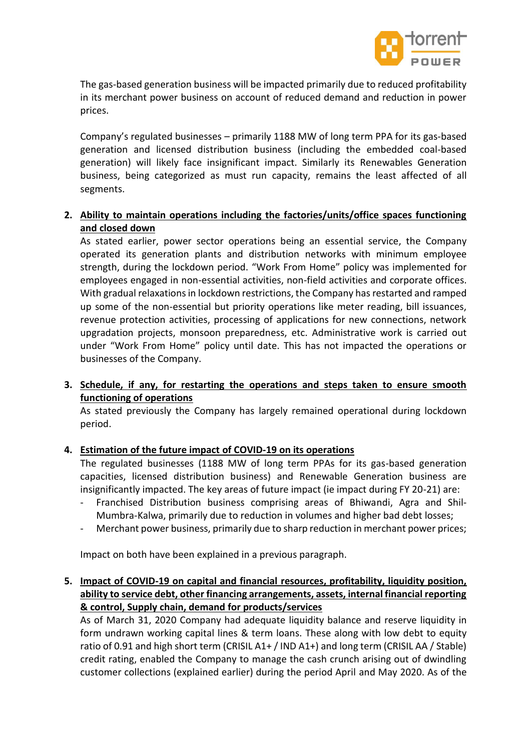The gas-based generation business will be impacted primarily due to reduced profitability in its merchant power business on account of reduced demand and reduction in power prices.

Company's regulated businesses – primarily 1188 MW of long term PPA for its gas-based generation and licensed distribution business (including the embedded coal-based generation) will likely face insignificant impact. Similarly its Renewables Generation business, being categorized as must run capacity, remains the least affected of all segments.

2. **<u>Ability to maintain operations including the factories/units/office spaces functioning and closed down</u>**

   As stated earlier, power sector operations being an essential service, the Company operated its generation plants and distribution networks with minimum employee strength, during the lockdown period. "Work From Home" policy was implemented for employees engaged in non-essential activities, non-field activities and corporate offices. With gradual relaxations in lockdown restrictions, the Company has restarted and ramped up some of the non-essential but priority operations like meter reading, bill issuances, revenue protection activities, processing of applications for new connections, network upgradation projects, monsoon preparedness, etc. Administrative work is carried out under "Work From Home" policy until date. This has not impacted the operations or businesses of the Company.

3. **<u>Schedule, if any, for restarting the operations and steps taken to ensure smooth functioning of operations</u>**

   As stated previously the Company has largely remained operational during lockdown period.

4. **<u>Estimation of the future impact of COVID-19 on its operations</u>**

   The regulated businesses (1188 MW of long term PPAs for its gas-based generation capacities, licensed distribution business) and Renewable Generation business are insignificantly impacted. The key areas of future impact (ie impact during FY 20-21) are:

   - Franchised Distribution business comprising areas of Bhiwandi, Agra and Shil-Mumbra-Kalwa, primarily due to reduction in volumes and higher bad debt losses;
   - Merchant power business, primarily due to sharp reduction in merchant power prices;

   Impact on both have been explained in a previous paragraph.

5. **<u>Impact of COVID-19 on capital and financial resources, profitability, liquidity position, ability to service debt, other financing arrangements, assets, internal financial reporting & control, Supply chain, demand for products/services</u>**

   As of March 31, 2020 Company had adequate liquidity balance and reserve liquidity in form undrawn working capital lines & term loans. These along with low debt to equity ratio of 0.91 and high short term (CRISIL A1+ / IND A1+) and long term (CRISIL AA / Stable) credit rating, enabled the Company to manage the cash crunch arising out of dwindling customer collections (explained earlier) during the period April and May 2020. As of the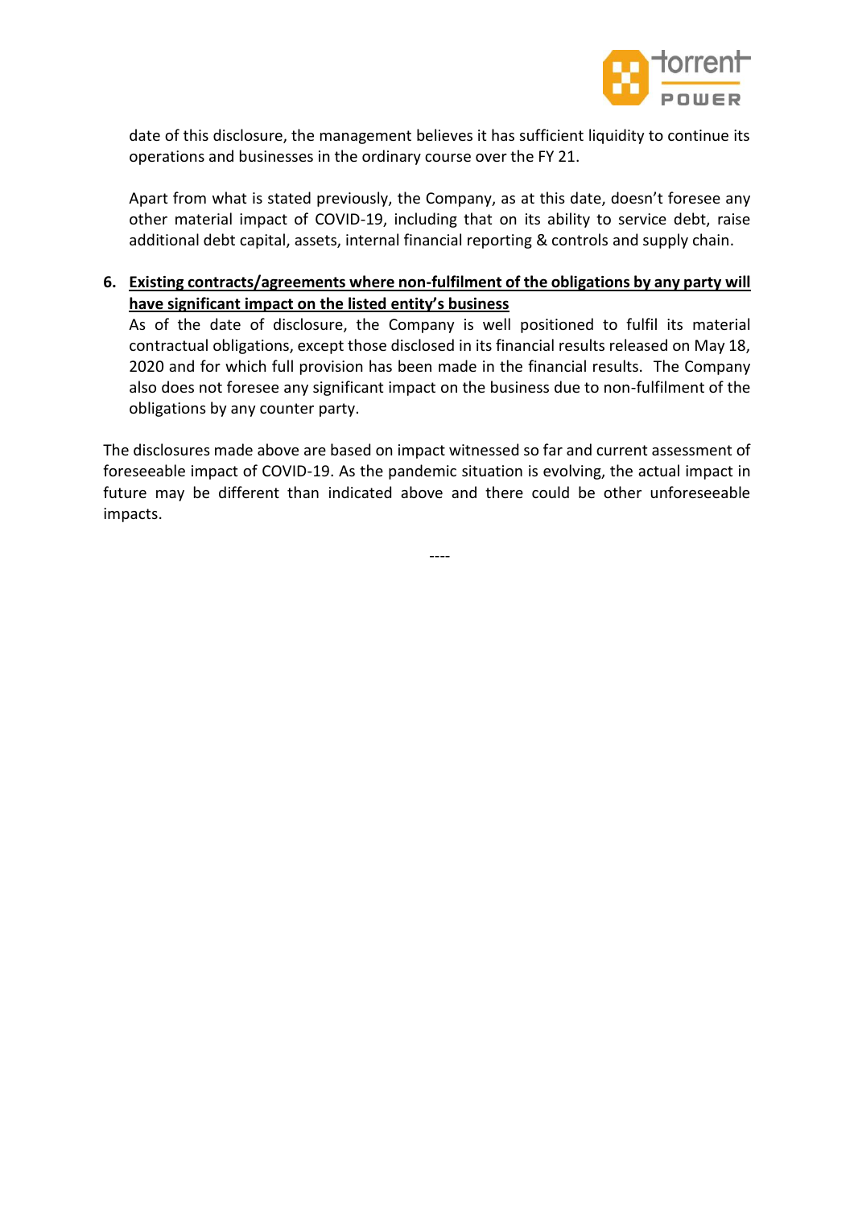date of this disclosure, the management believes it has sufficient liquidity to continue its operations and businesses in the ordinary course over the FY 21.

Apart from what is stated previously, the Company, as at this date, doesn't foresee any other material impact of COVID-19, including that on its ability to service debt, raise additional debt capital, assets, internal financial reporting & controls and supply chain.

6. **Existing contracts/agreements where non-fulfilment of the obligations by any party will have significant impact on the listed entity's business**

   As of the date of disclosure, the Company is well positioned to fulfil its material contractual obligations, except those disclosed in its financial results released on May 18, 2020 and for which full provision has been made in the financial results. The Company also does not foresee any significant impact on the business due to non-fulfilment of the obligations by any counter party.

The disclosures made above are based on impact witnessed so far and current assessment of foreseeable impact of COVID-19. As the pandemic situation is evolving, the actual impact in future may be different than indicated above and there could be other unforeseeable impacts.

----